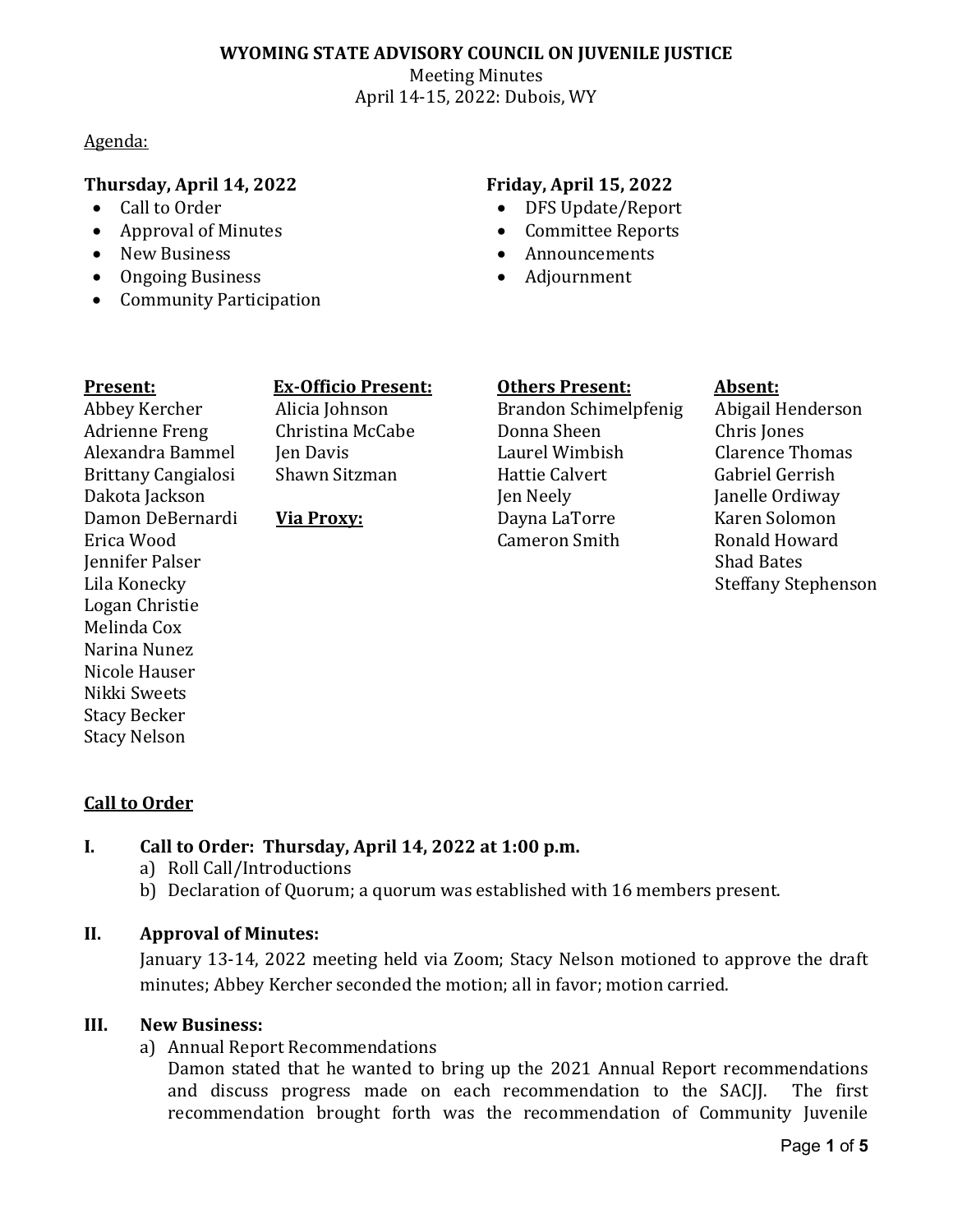**WYOMING STATE ADVISORY COUNCIL ON JUVENILE JUSTICE**

Meeting Minutes

April 14-15, 2022: Dubois, WY

Agenda:

**Thursday, April 14, 2022**

- Call to Order
- Approval of Minutes
- New Business
- Ongoing Business
- Community Participation

**Friday, April 15, 2022**

- DFS Update/Report
- Committee Reports
- Announcements
- Adjournment

| **Present:** | **Ex-Officio Present:** | **Others Present:** | **Absent:** |
|---|---|---|---|
| Abbey Kercher | Alicia Johnson | Brandon Schimelpfenig | Abigail Henderson |
| Adrienne Freng | Christina McCabe | Donna Sheen | Chris Jones |
| Alexandra Bammel | Jen Davis | Laurel Wimbish | Clarence Thomas |
| Brittany Cangialosi | Shawn Sitzman | Hattie Calvert | Gabriel Gerrish |
| Dakota Jackson | | Jen Neely | Janelle Ordiway |
| Damon DeBernardi | **Via Proxy:** | Dayna LaTorre | Karen Solomon |
| Erica Wood | | Cameron Smith | Ronald Howard |
| Jennifer Palser | | | Shad Bates |
| Lila Konecky | | | Steffany Stephenson |
| Logan Christie | | | |
| Melinda Cox | | | |
| Narina Nunez | | | |
| Nicole Hauser | | | |
| Nikki Sweets | | | |
| Stacy Becker | | | |
| Stacy Nelson | | | |

**Call to Order**

**I. Call to Order: Thursday, April 14, 2022 at 1:00 p.m.**

a) Roll Call/Introductions

b) Declaration of Quorum; a quorum was established with 16 members present.

**II. Approval of Minutes:**

January 13-14, 2022 meeting held via Zoom; Stacy Nelson motioned to approve the draft minutes; Abbey Kercher seconded the motion; all in favor; motion carried.

**III. New Business:**

a) Annual Report Recommendations

Damon stated that he wanted to bring up the 2021 Annual Report recommendations and discuss progress made on each recommendation to the SACJJ. The first recommendation brought forth was the recommendation of Community Juvenile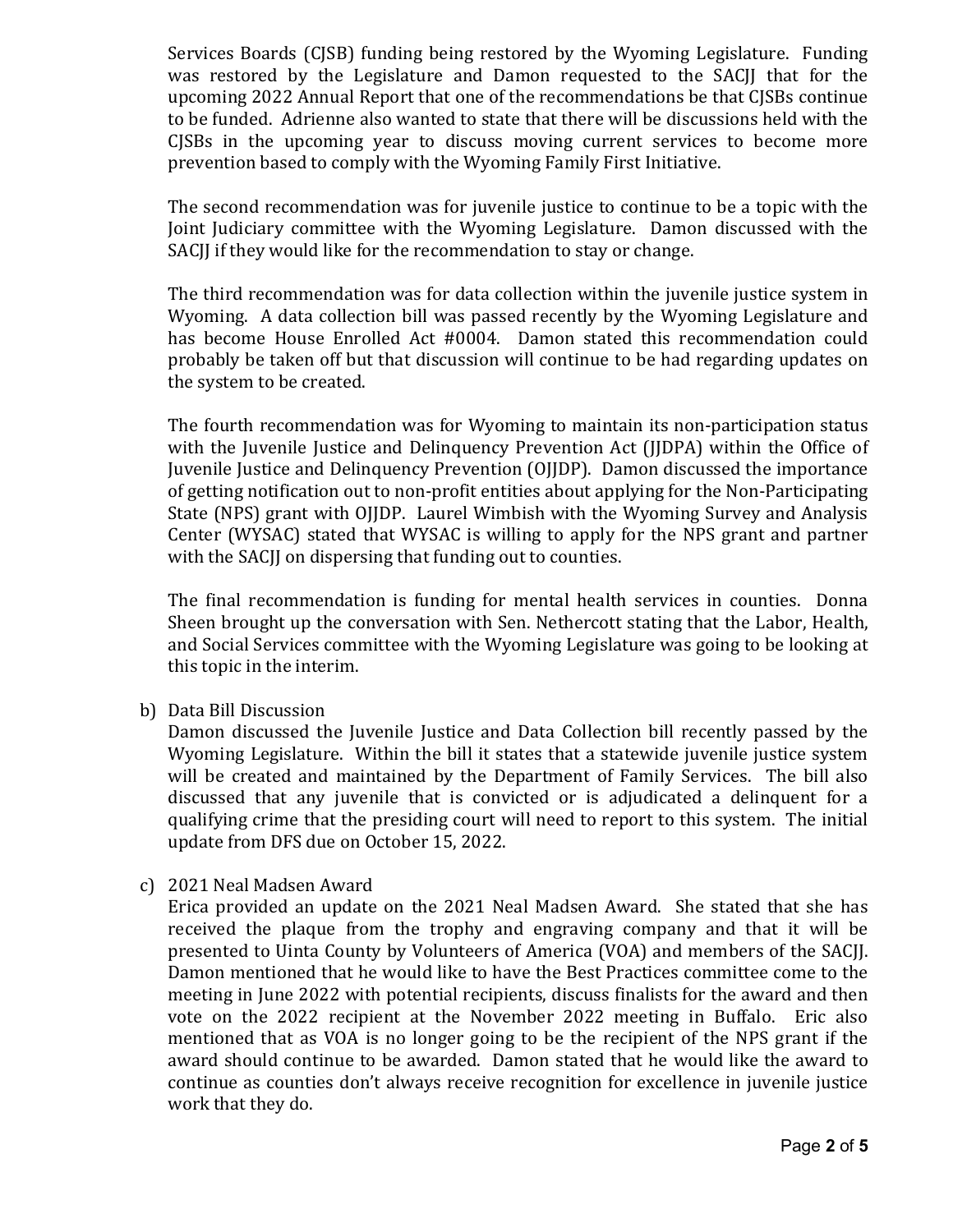Services Boards (CJSB) funding being restored by the Wyoming Legislature. Funding was restored by the Legislature and Damon requested to the SACJJ that for the upcoming 2022 Annual Report that one of the recommendations be that CJSBs continue to be funded. Adrienne also wanted to state that there will be discussions held with the CJSBs in the upcoming year to discuss moving current services to become more prevention based to comply with the Wyoming Family First Initiative.

The second recommendation was for juvenile justice to continue to be a topic with the Joint Judiciary committee with the Wyoming Legislature. Damon discussed with the SACJJ if they would like for the recommendation to stay or change.

The third recommendation was for data collection within the juvenile justice system in Wyoming. A data collection bill was passed recently by the Wyoming Legislature and has become House Enrolled Act #0004. Damon stated this recommendation could probably be taken off but that discussion will continue to be had regarding updates on the system to be created.

The fourth recommendation was for Wyoming to maintain its non-participation status with the Juvenile Justice and Delinquency Prevention Act (JJDPA) within the Office of Juvenile Justice and Delinquency Prevention (OJJDP). Damon discussed the importance of getting notification out to non-profit entities about applying for the Non-Participating State (NPS) grant with OJJDP. Laurel Wimbish with the Wyoming Survey and Analysis Center (WYSAC) stated that WYSAC is willing to apply for the NPS grant and partner with the SACJJ on dispersing that funding out to counties.

The final recommendation is funding for mental health services in counties. Donna Sheen brought up the conversation with Sen. Nethercott stating that the Labor, Health, and Social Services committee with the Wyoming Legislature was going to be looking at this topic in the interim.

b) Data Bill Discussion

Damon discussed the Juvenile Justice and Data Collection bill recently passed by the Wyoming Legislature. Within the bill it states that a statewide juvenile justice system will be created and maintained by the Department of Family Services. The bill also discussed that any juvenile that is convicted or is adjudicated a delinquent for a qualifying crime that the presiding court will need to report to this system. The initial update from DFS due on October 15, 2022.

c) 2021 Neal Madsen Award

Erica provided an update on the 2021 Neal Madsen Award. She stated that she has received the plaque from the trophy and engraving company and that it will be presented to Uinta County by Volunteers of America (VOA) and members of the SACJJ. Damon mentioned that he would like to have the Best Practices committee come to the meeting in June 2022 with potential recipients, discuss finalists for the award and then vote on the 2022 recipient at the November 2022 meeting in Buffalo. Eric also mentioned that as VOA is no longer going to be the recipient of the NPS grant if the award should continue to be awarded. Damon stated that he would like the award to continue as counties don't always receive recognition for excellence in juvenile justice work that they do.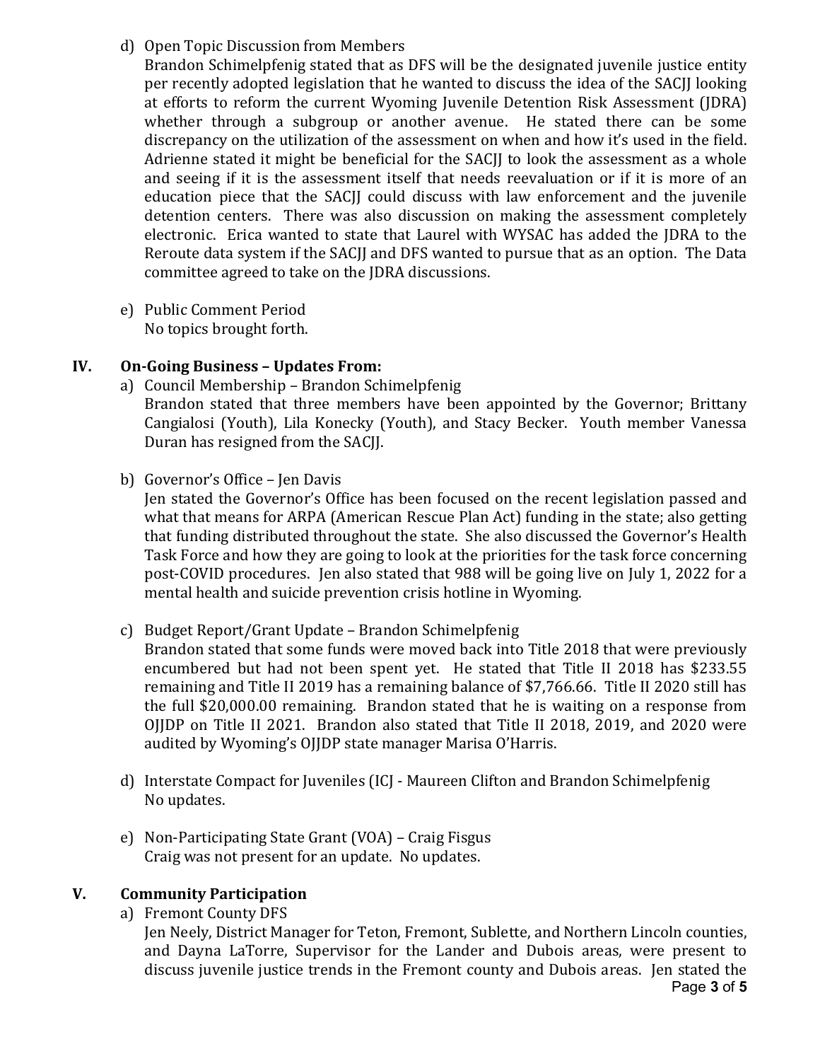d) Open Topic Discussion from Members

Brandon Schimelpfenig stated that as DFS will be the designated juvenile justice entity per recently adopted legislation that he wanted to discuss the idea of the SACJJ looking at efforts to reform the current Wyoming Juvenile Detention Risk Assessment (JDRA) whether through a subgroup or another avenue. He stated there can be some discrepancy on the utilization of the assessment on when and how it's used in the field. Adrienne stated it might be beneficial for the SACJJ to look the assessment as a whole and seeing if it is the assessment itself that needs reevaluation or if it is more of an education piece that the SACJJ could discuss with law enforcement and the juvenile detention centers. There was also discussion on making the assessment completely electronic. Erica wanted to state that Laurel with WYSAC has added the JDRA to the Reroute data system if the SACJJ and DFS wanted to pursue that as an option. The Data committee agreed to take on the JDRA discussions.

e) Public Comment Period

No topics brought forth.

## IV. On-Going Business – Updates From:

a) Council Membership – Brandon Schimelpfenig

Brandon stated that three members have been appointed by the Governor; Brittany Cangialosi (Youth), Lila Konecky (Youth), and Stacy Becker. Youth member Vanessa Duran has resigned from the SACJJ.

b) Governor's Office – Jen Davis

Jen stated the Governor's Office has been focused on the recent legislation passed and what that means for ARPA (American Rescue Plan Act) funding in the state; also getting that funding distributed throughout the state. She also discussed the Governor's Health Task Force and how they are going to look at the priorities for the task force concerning post-COVID procedures. Jen also stated that 988 will be going live on July 1, 2022 for a mental health and suicide prevention crisis hotline in Wyoming.

c) Budget Report/Grant Update – Brandon Schimelpfenig

Brandon stated that some funds were moved back into Title 2018 that were previously encumbered but had not been spent yet. He stated that Title II 2018 has $233.55 remaining and Title II 2019 has a remaining balance of $7,766.66. Title II 2020 still has the full $20,000.00 remaining. Brandon stated that he is waiting on a response from OJJDP on Title II 2021. Brandon also stated that Title II 2018, 2019, and 2020 were audited by Wyoming's OJJDP state manager Marisa O'Harris.

d) Interstate Compact for Juveniles (ICJ - Maureen Clifton and Brandon Schimelpfenig

No updates.

e) Non-Participating State Grant (VOA) – Craig Fisgus

Craig was not present for an update. No updates.

## V. Community Participation

a) Fremont County DFS

Jen Neely, District Manager for Teton, Fremont, Sublette, and Northern Lincoln counties, and Dayna LaTorre, Supervisor for the Lander and Dubois areas, were present to discuss juvenile justice trends in the Fremont county and Dubois areas. Jen stated the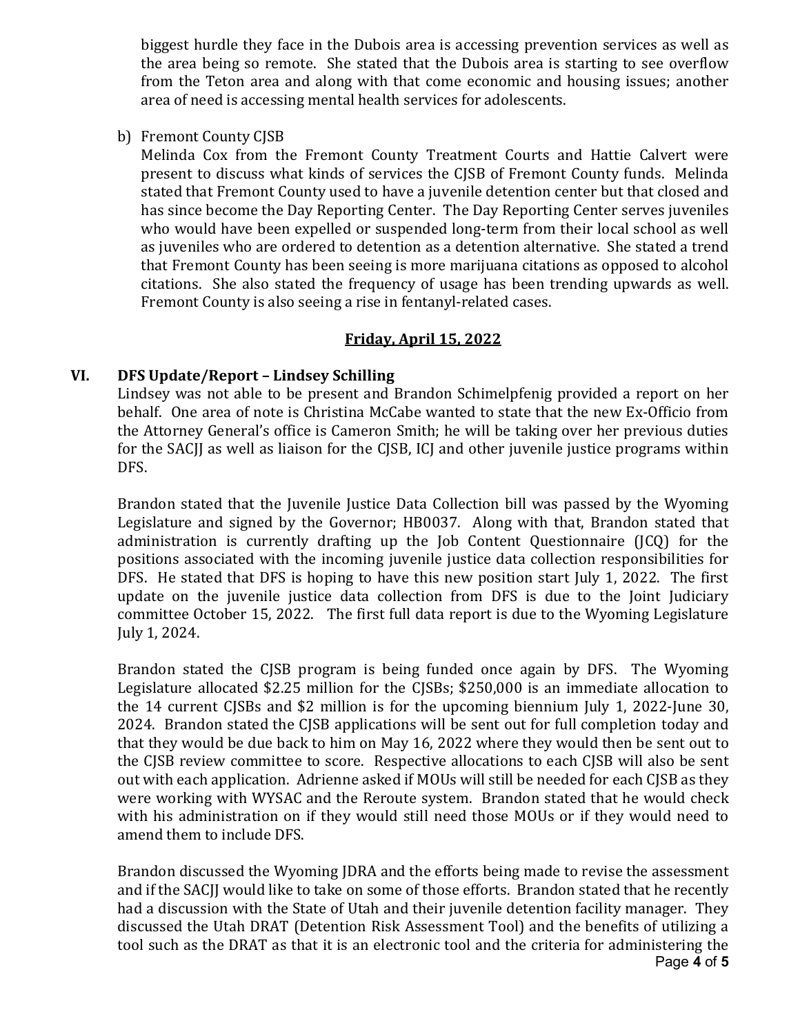biggest hurdle they face in the Dubois area is accessing prevention services as well as the area being so remote. She stated that the Dubois area is starting to see overflow from the Teton area and along with that come economic and housing issues; another area of need is accessing mental health services for adolescents.

b) Fremont County CJSB

Melinda Cox from the Fremont County Treatment Courts and Hattie Calvert were present to discuss what kinds of services the CJSB of Fremont County funds. Melinda stated that Fremont County used to have a juvenile detention center but that closed and has since become the Day Reporting Center. The Day Reporting Center serves juveniles who would have been expelled or suspended long-term from their local school as well as juveniles who are ordered to detention as a detention alternative. She stated a trend that Fremont County has been seeing is more marijuana citations as opposed to alcohol citations. She also stated the frequency of usage has been trending upwards as well. Fremont County is also seeing a rise in fentanyl-related cases.

**Friday, April 15, 2022**

## VI. DFS Update/Report – Lindsey Schilling

Lindsey was not able to be present and Brandon Schimelpfenig provided a report on her behalf. One area of note is Christina McCabe wanted to state that the new Ex-Officio from the Attorney General's office is Cameron Smith; he will be taking over her previous duties for the SACJJ as well as liaison for the CJSB, ICJ and other juvenile justice programs within DFS.

Brandon stated that the Juvenile Justice Data Collection bill was passed by the Wyoming Legislature and signed by the Governor; HB0037. Along with that, Brandon stated that administration is currently drafting up the Job Content Questionnaire (JCQ) for the positions associated with the incoming juvenile justice data collection responsibilities for DFS. He stated that DFS is hoping to have this new position start July 1, 2022. The first update on the juvenile justice data collection from DFS is due to the Joint Judiciary committee October 15, 2022. The first full data report is due to the Wyoming Legislature July 1, 2024.

Brandon stated the CJSB program is being funded once again by DFS. The Wyoming Legislature allocated $2.25 million for the CJSBs; $250,000 is an immediate allocation to the 14 current CJSBs and $2 million is for the upcoming biennium July 1, 2022-June 30, 2024. Brandon stated the CJSB applications will be sent out for full completion today and that they would be due back to him on May 16, 2022 where they would then be sent out to the CJSB review committee to score. Respective allocations to each CJSB will also be sent out with each application. Adrienne asked if MOUs will still be needed for each CJSB as they were working with WYSAC and the Reroute system. Brandon stated that he would check with his administration on if they would still need those MOUs or if they would need to amend them to include DFS.

Brandon discussed the Wyoming JDRA and the efforts being made to revise the assessment and if the SACJJ would like to take on some of those efforts. Brandon stated that he recently had a discussion with the State of Utah and their juvenile detention facility manager. They discussed the Utah DRAT (Detention Risk Assessment Tool) and the benefits of utilizing a tool such as the DRAT as that it is an electronic tool and the criteria for administering the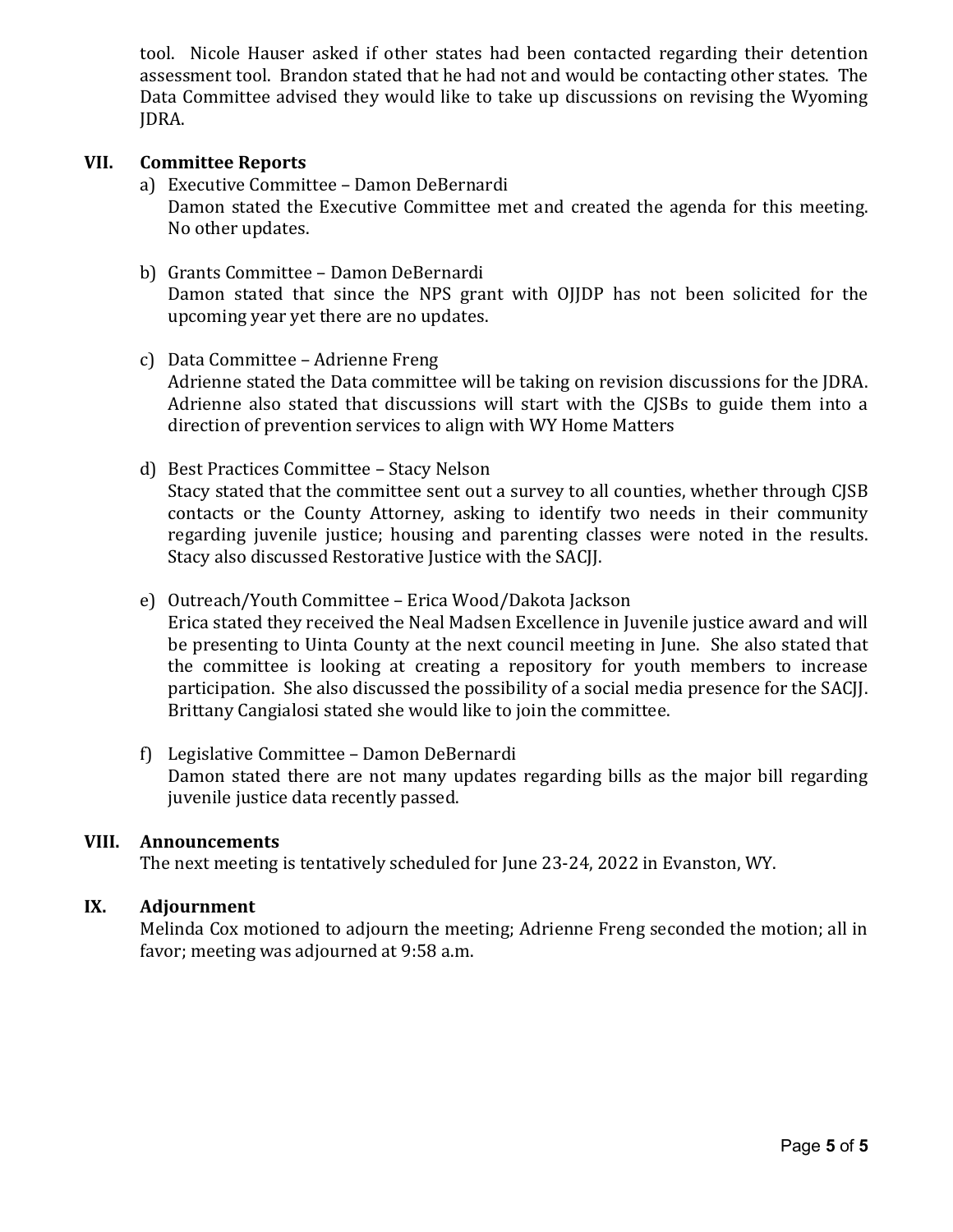tool. Nicole Hauser asked if other states had been contacted regarding their detention assessment tool. Brandon stated that he had not and would be contacting other states. The Data Committee advised they would like to take up discussions on revising the Wyoming JDRA.

## VII. Committee Reports

a) Executive Committee – Damon DeBernardi
Damon stated the Executive Committee met and created the agenda for this meeting. No other updates.

b) Grants Committee – Damon DeBernardi
Damon stated that since the NPS grant with OJJDP has not been solicited for the upcoming year yet there are no updates.

c) Data Committee – Adrienne Freng
Adrienne stated the Data committee will be taking on revision discussions for the JDRA. Adrienne also stated that discussions will start with the CJSBs to guide them into a direction of prevention services to align with WY Home Matters

d) Best Practices Committee – Stacy Nelson
Stacy stated that the committee sent out a survey to all counties, whether through CJSB contacts or the County Attorney, asking to identify two needs in their community regarding juvenile justice; housing and parenting classes were noted in the results. Stacy also discussed Restorative Justice with the SACJJ.

e) Outreach/Youth Committee – Erica Wood/Dakota Jackson
Erica stated they received the Neal Madsen Excellence in Juvenile justice award and will be presenting to Uinta County at the next council meeting in June. She also stated that the committee is looking at creating a repository for youth members to increase participation. She also discussed the possibility of a social media presence for the SACJJ. Brittany Cangialosi stated she would like to join the committee.

f) Legislative Committee – Damon DeBernardi
Damon stated there are not many updates regarding bills as the major bill regarding juvenile justice data recently passed.

## VIII. Announcements

The next meeting is tentatively scheduled for June 23-24, 2022 in Evanston, WY.

## IX. Adjournment

Melinda Cox motioned to adjourn the meeting; Adrienne Freng seconded the motion; all in favor; meeting was adjourned at 9:58 a.m.